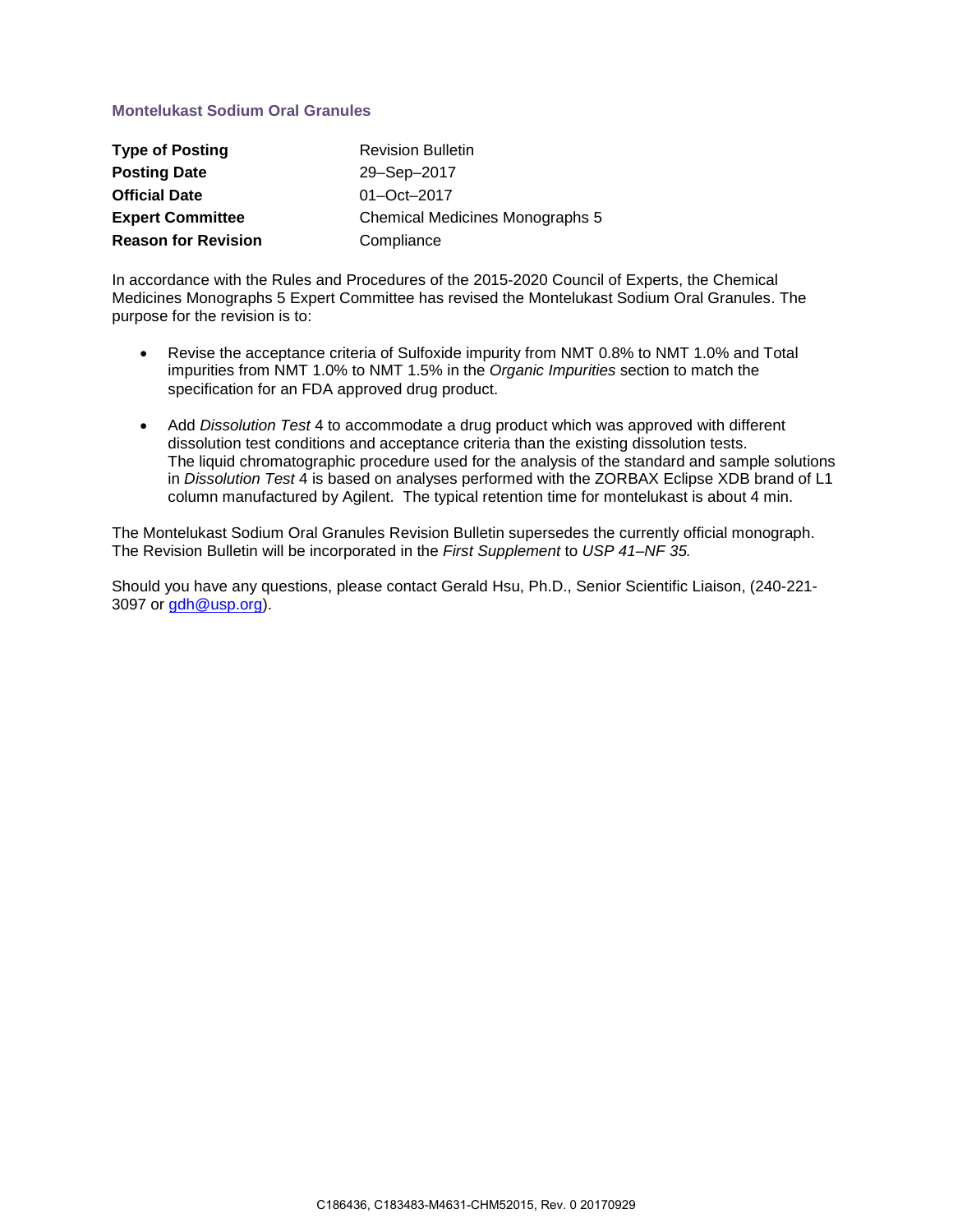## Montelukast Sodium Oral Granules

| | |
|---|---|
| **Type of Posting** | Revision Bulletin |
| **Posting Date** | 29–Sep–2017 |
| **Official Date** | 01–Oct–2017 |
| **Expert Committee** | Chemical Medicines Monographs 5 |
| **Reason for Revision** | Compliance |

In accordance with the Rules and Procedures of the 2015-2020 Council of Experts, the Chemical Medicines Monographs 5 Expert Committee has revised the Montelukast Sodium Oral Granules. The purpose for the revision is to:

- Revise the acceptance criteria of Sulfoxide impurity from NMT 0.8% to NMT 1.0% and Total impurities from NMT 1.0% to NMT 1.5% in the *Organic Impurities* section to match the specification for an FDA approved drug product.
- Add *Dissolution Test* 4 to accommodate a drug product which was approved with different dissolution test conditions and acceptance criteria than the existing dissolution tests. The liquid chromatographic procedure used for the analysis of the standard and sample solutions in *Dissolution Test* 4 is based on analyses performed with the ZORBAX Eclipse XDB brand of L1 column manufactured by Agilent. The typical retention time for montelukast is about 4 min.

The Montelukast Sodium Oral Granules Revision Bulletin supersedes the currently official monograph. The Revision Bulletin will be incorporated in the *First Supplement* to *USP 41–NF 35.*

Should you have any questions, please contact Gerald Hsu, Ph.D., Senior Scientific Liaison, (240-221-3097 or gdh@usp.org).

C186436, C183483-M4631-CHM52015, Rev. 0 20170929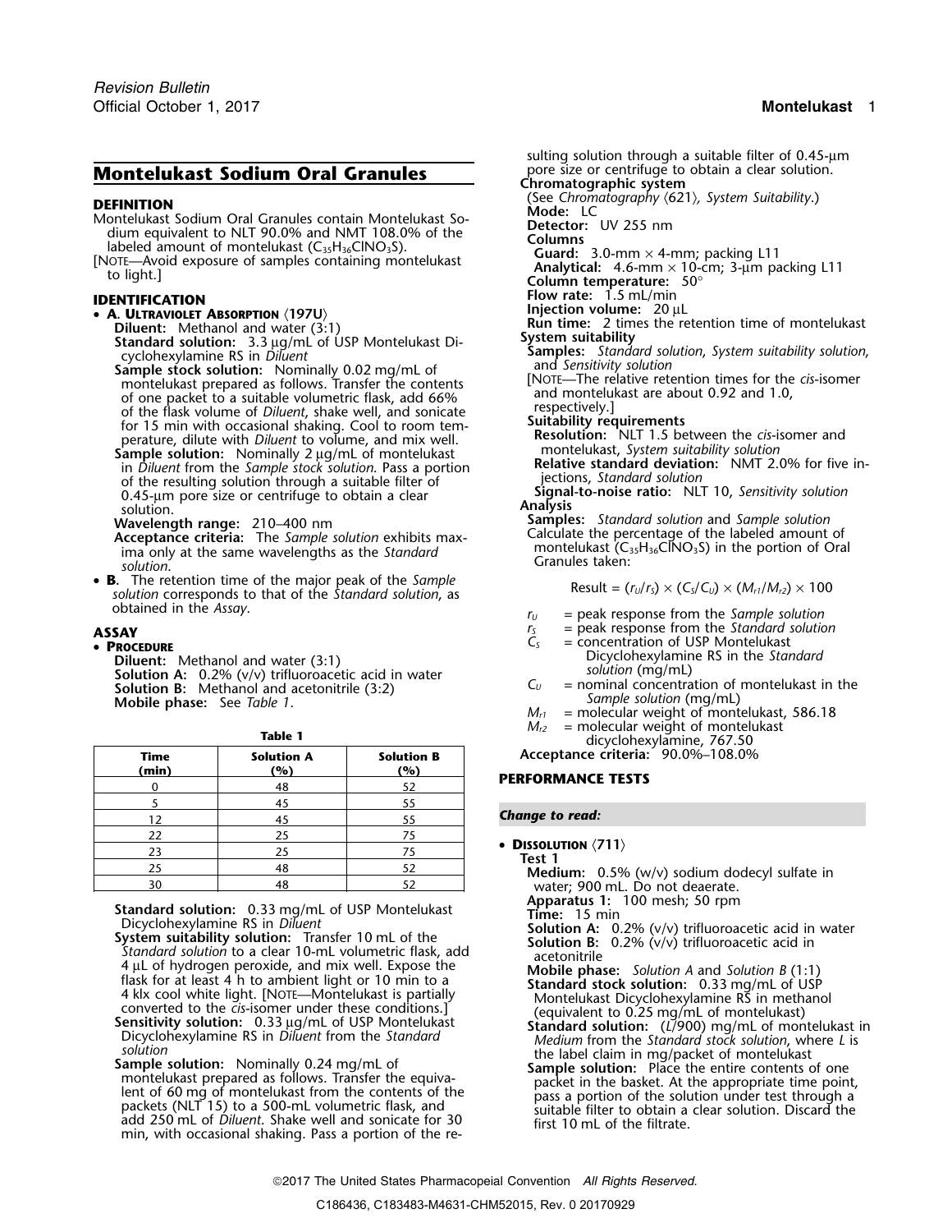## Montelukast Sodium Oral Granules

**DEFINITION**

Montelukast Sodium Oral Granules contain Montelukast Sodium equivalent to NLT 90.0% and NMT 108.0% of the labeled amount of montelukast ($C_{35}H_{36}ClNO_3S$).

[NOTE—Avoid exposure of samples containing montelukast to light.]

**IDENTIFICATION**

- **A. ULTRAVIOLET ABSORPTION ⟨197U⟩**

  **Diluent:** Methanol and water (3:1)

  **Standard solution:** 3.3 µg/mL of USP Montelukast Dicyclohexylamine RS in *Diluent*

  **Sample stock solution:** Nominally 0.02 mg/mL of montelukast prepared as follows. Transfer the contents of one packet to a suitable volumetric flask, add 66% of the flask volume of *Diluent*, shake well, and sonicate for 15 min with occasional shaking. Cool to room temperature, dilute with *Diluent* to volume, and mix well.

  **Sample solution:** Nominally 2 µg/mL of montelukast in *Diluent* from the *Sample stock solution*. Pass a portion of the resulting solution through a suitable filter of 0.45-µm pore size or centrifuge to obtain a clear solution.

  **Wavelength range:** 210–400 nm

  **Acceptance criteria:** The *Sample solution* exhibits maxima only at the same wavelengths as the *Standard solution*.

- **B.** The retention time of the major peak of the *Sample solution* corresponds to that of the *Standard solution*, as obtained in the *Assay*.

**ASSAY**

- **PROCEDURE**

  **Diluent:** Methanol and water (3:1)

  **Solution A:** 0.2% (v/v) trifluoroacetic acid in water

  **Solution B:** Methanol and acetonitrile (3:2)

  **Mobile phase:** See *Table 1*.

**Table 1**

| Time (min) | Solution A (%) | Solution B (%) |
|---|---|---|
| 0 | 48 | 52 |
| 5 | 45 | 55 |
| 12 | 45 | 55 |
| 22 | 25 | 75 |
| 23 | 25 | 75 |
| 25 | 48 | 52 |
| 30 | 48 | 52 |

**Standard solution:** 0.33 mg/mL of USP Montelukast Dicyclohexylamine RS in *Diluent*

**System suitability solution:** Transfer 10 mL of the *Standard solution* to a clear 10-mL volumetric flask, add 4 µL of hydrogen peroxide, and mix well. Expose the flask for at least 4 h to ambient light or 10 min to a 4 klx cool white light. [NOTE—Montelukast is partially converted to the *cis*-isomer under these conditions.]

**Sensitivity solution:** 0.33 µg/mL of USP Montelukast Dicyclohexylamine RS in *Diluent* from the *Standard solution*

**Sample solution:** Nominally 0.24 mg/mL of montelukast prepared as follows. Transfer the equivalent of 60 mg of montelukast from the contents of the packets (NLT 15) to a 500-mL volumetric flask, and add 250 mL of *Diluent*. Shake well and sonicate for 30 min, with occasional shaking. Pass a portion of the resulting solution through a suitable filter of 0.45-µm pore size or centrifuge to obtain a clear solution.

**Chromatographic system**

(See *Chromatography* ⟨621⟩, *System Suitability*.)

**Mode:** LC

**Detector:** UV 255 nm

**Columns**

**Guard:** 3.0-mm × 4-mm; packing L11

**Analytical:** 4.6-mm × 10-cm; 3-µm packing L11

**Column temperature:** 50°

**Flow rate:** 1.5 mL/min

**Injection volume:** 20 µL

**Run time:** 2 times the retention time of montelukast

**System suitability**

**Samples:** *Standard solution*, *System suitability solution*, and *Sensitivity solution*

[NOTE—The relative retention times for the *cis*-isomer and montelukast are about 0.92 and 1.0, respectively.]

**Suitability requirements**

**Resolution:** NLT 1.5 between the *cis*-isomer and montelukast, *System suitability solution*

**Relative standard deviation:** NMT 2.0% for five injections, *Standard solution*

**Signal-to-noise ratio:** NLT 10, *Sensitivity solution*

**Analysis**

**Samples:** *Standard solution* and *Sample solution*

Calculate the percentage of the labeled amount of montelukast ($C_{35}H_{36}ClNO_3S$) in the portion of Oral Granules taken:

$$\text{Result} = (r_U/r_S) \times (C_S/C_U) \times (M_{r1}/M_{r2}) \times 100$$

$r_U$ = peak response from the *Sample solution*

$r_S$ = peak response from the *Standard solution*

$C_S$ = concentration of USP Montelukast Dicyclohexylamine RS in the *Standard solution* (mg/mL)

$C_U$ = nominal concentration of montelukast in the *Sample solution* (mg/mL)

$M_{r1}$ = molecular weight of montelukast, 586.18

$M_{r2}$ = molecular weight of montelukast dicyclohexylamine, 767.50

**Acceptance criteria:** 90.0%–108.0%

**PERFORMANCE TESTS**

***Change to read:***

- **DISSOLUTION ⟨711⟩**

  **Test 1**

  **Medium:** 0.5% (w/v) sodium dodecyl sulfate in water; 900 mL. Do not deaerate.

  **Apparatus 1:** 100 mesh; 50 rpm

  **Time:** 15 min

  **Solution A:** 0.2% (v/v) trifluoroacetic acid in water

  **Solution B:** 0.2% (v/v) trifluoroacetic acid in acetonitrile

  **Mobile phase:** *Solution A* and *Solution B* (1:1)

  **Standard stock solution:** 0.33 mg/mL of USP Montelukast Dicyclohexylamine RS in methanol (equivalent to 0.25 mg/mL of montelukast)

  **Standard solution:** ($L$/900) mg/mL of montelukast in *Medium* from the *Standard stock solution*, where $L$ is the label claim in mg/packet of montelukast

  **Sample solution:** Place the entire contents of one packet in the basket. At the appropriate time point, pass a portion of the solution under test through a suitable filter to obtain a clear solution. Discard the first 10 mL of the filtrate.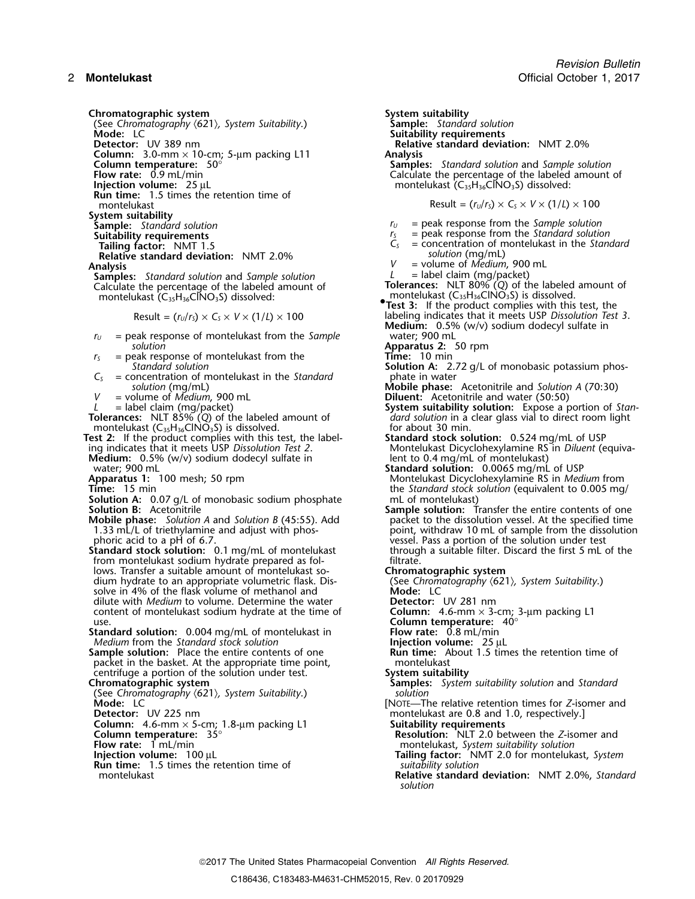**Chromatographic system**
(See *Chromatography* ⟨621⟩*, System Suitability*.)
**Mode:** LC
**Detector:** UV 389 nm
**Column:** 3.0-mm × 10-cm; 5-µm packing L11
**Column temperature:** 50°
**Flow rate:** 0.9 mL/min
**Injection volume:** 25 µL
**Run time:** 1.5 times the retention time of montelukast

**System suitability**
**Sample:** *Standard solution*
**Suitability requirements**
**Tailing factor:** NMT 1.5
**Relative standard deviation:** NMT 2.0%

**Analysis**
**Samples:** *Standard solution* and *Sample solution*
Calculate the percentage of the labeled amount of montelukast ($C_{35}H_{36}ClNO_3S$) dissolved:

$$\text{Result} = (r_U/r_S) \times C_S \times V \times (1/L) \times 100$$

$r_U$ = peak response of montelukast from the *Sample solution*
$r_S$ = peak response of montelukast from the *Standard solution*
$C_S$ = concentration of montelukast in the *Standard solution* (mg/mL)
$V$ = volume of *Medium*, 900 mL
$L$ = label claim (mg/packet)

**Tolerances:** NLT 85% (*Q*) of the labeled amount of montelukast ($C_{35}H_{36}ClNO_3S$) is dissolved.

**Test 2:** If the product complies with this test, the labeling indicates that it meets USP *Dissolution Test 2*.
**Medium:** 0.5% (w/v) sodium dodecyl sulfate in water; 900 mL
**Apparatus 1:** 100 mesh; 50 rpm
**Time:** 15 min
**Solution A:** 0.07 g/L of monobasic sodium phosphate
**Solution B:** Acetonitrile
**Mobile phase:** *Solution A* and *Solution B* (45:55). Add 1.33 mL/L of triethylamine and adjust with phosphoric acid to a pH of 6.7.
**Standard stock solution:** 0.1 mg/mL of montelukast from montelukast sodium hydrate prepared as follows. Transfer a suitable amount of montelukast sodium hydrate to an appropriate volumetric flask. Dissolve in 4% of the flask volume of methanol and dilute with *Medium* to volume. Determine the water content of montelukast sodium hydrate at the time of use.
**Standard solution:** 0.004 mg/mL of montelukast in *Medium* from the *Standard stock solution*
**Sample solution:** Place the entire contents of one packet in the basket. At the appropriate time point, centrifuge a portion of the solution under test.

**Chromatographic system**
(See *Chromatography* ⟨621⟩*, System Suitability*.)
**Mode:** LC
**Detector:** UV 225 nm
**Column:** 4.6-mm × 5-cm; 1.8-µm packing L1
**Column temperature:** 35°
**Flow rate:** 1 mL/min
**Injection volume:** 100 µL
**Run time:** 1.5 times the retention time of montelukast

**System suitability**
**Sample:** *Standard solution*
**Suitability requirements**
**Relative standard deviation:** NMT 2.0%

**Analysis**
**Samples:** *Standard solution* and *Sample solution*
Calculate the percentage of the labeled amount of montelukast ($C_{35}H_{36}ClNO_3S$) dissolved:

$$\text{Result} = (r_U/r_S) \times C_S \times V \times (1/L) \times 100$$

$r_U$ = peak response from the *Sample solution*
$r_S$ = peak response from the *Standard solution*
$C_S$ = concentration of montelukast in the *Standard solution* (mg/mL)
$V$ = volume of *Medium*, 900 mL
$L$ = label claim (mg/packet)

**Tolerances:** NLT 80% (*Q*) of the labeled amount of montelukast ($C_{35}H_{36}ClNO_3S$) is dissolved.

•**Test 3:** If the product complies with this test, the labeling indicates that it meets USP *Dissolution Test 3*.
**Medium:** 0.5% (w/v) sodium dodecyl sulfate in water; 900 mL
**Apparatus 2:** 50 rpm
**Time:** 10 min
**Solution A:** 2.72 g/L of monobasic potassium phosphate in water
**Mobile phase:** Acetonitrile and *Solution A* (70:30)
**Diluent:** Acetonitrile and water (50:50)
**System suitability solution:** Expose a portion of *Standard solution* in a clear glass vial to direct room light for about 30 min.
**Standard stock solution:** 0.524 mg/mL of USP Montelukast Dicyclohexylamine RS in *Diluent* (equivalent to 0.4 mg/mL of montelukast)
**Standard solution:** 0.0065 mg/mL of USP Montelukast Dicyclohexylamine RS in *Medium* from the *Standard stock solution* (equivalent to 0.005 mg/mL of montelukast)
**Sample solution:** Transfer the entire contents of one packet to the dissolution vessel. At the specified time point, withdraw 10 mL of sample from the dissolution vessel. Pass a portion of the solution under test through a suitable filter. Discard the first 5 mL of the filtrate.

**Chromatographic system**
(See *Chromatography* ⟨621⟩*, System Suitability*.)
**Mode:** LC
**Detector:** UV 281 nm
**Column:** 4.6-mm × 3-cm; 3-µm packing L1
**Column temperature:** 40°
**Flow rate:** 0.8 mL/min
**Injection volume:** 25 µL
**Run time:** About 1.5 times the retention time of montelukast

**System suitability**
**Samples:** *System suitability solution* and *Standard solution*
[NOTE—The relative retention times for *Z*-isomer and montelukast are 0.8 and 1.0, respectively.]
**Suitability requirements**
**Resolution:** NLT 2.0 between the *Z*-isomer and montelukast, *System suitability solution*
**Tailing factor:** NMT 2.0 for montelukast, *System suitability solution*
**Relative standard deviation:** NMT 2.0%, *Standard solution*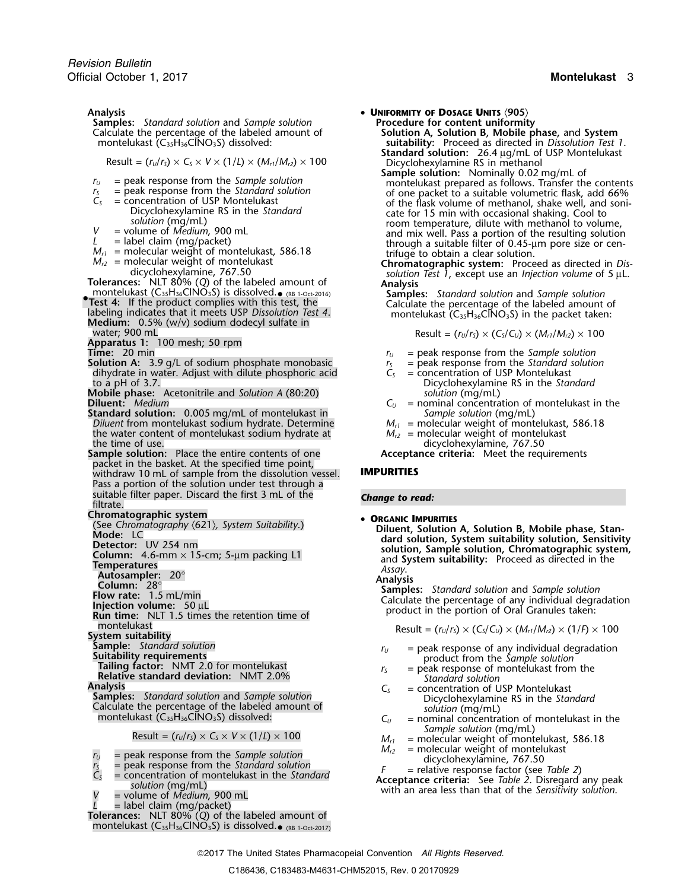**Analysis**

**Samples:** *Standard solution* and *Sample solution*

Calculate the percentage of the labeled amount of montelukast ($C_{35}H_{36}ClNO_3S$) dissolved:

$$\text{Result} = (r_U/r_S) \times C_S \times V \times (1/L) \times (M_{r1}/M_{r2}) \times 100$$

- $r_U$ = peak response from the *Sample solution*
- $r_S$ = peak response from the *Standard solution*
- $C_S$ = concentration of USP Montelukast Dicyclohexylamine RS in the *Standard solution* (mg/mL)
- $V$ = volume of *Medium*, 900 mL
- $L$ = label claim (mg/packet)
- $M_{r1}$ = molecular weight of montelukast, 586.18
- $M_{r2}$ = molecular weight of montelukast dicyclohexylamine, 767.50

**Tolerances:** NLT 80% (*Q*) of the labeled amount of montelukast ($C_{35}H_{36}ClNO_3S$) is dissolved.● (RB 1-Oct-2016)

●**Test 4:** If the product complies with this test, the labeling indicates that it meets USP *Dissolution Test 4*.

**Medium:** 0.5% (w/v) sodium dodecyl sulfate in water; 900 mL

**Apparatus 1:** 100 mesh; 50 rpm

**Time:** 20 min

**Solution A:** 3.9 g/L of sodium phosphate monobasic dihydrate in water. Adjust with dilute phosphoric acid to a pH of 3.7.

**Mobile phase:** Acetonitrile and *Solution A* (80:20)

**Diluent:** *Medium*

**Standard solution:** 0.005 mg/mL of montelukast in *Diluent* from montelukast sodium hydrate. Determine the water content of montelukast sodium hydrate at the time of use.

**Sample solution:** Place the entire contents of one packet in the basket. At the specified time point, withdraw 10 mL of sample from the dissolution vessel. Pass a portion of the solution under test through a suitable filter paper. Discard the first 3 mL of the filtrate.

**Chromatographic system**

(See *Chromatography* ⟨621⟩, *System Suitability*.)

**Mode:** LC

**Detector:** UV 254 nm

**Column:** 4.6-mm × 15-cm; 5-µm packing L1

**Temperatures**

**Autosampler:** 20°

**Column:** 28°

**Flow rate:** 1.5 mL/min

**Injection volume:** 50 µL

**Run time:** NLT 1.5 times the retention time of montelukast

**System suitability**

**Sample:** *Standard solution*

**Suitability requirements**

**Tailing factor:** NMT 2.0 for montelukast

**Relative standard deviation:** NMT 2.0%

**Analysis**

**Samples:** *Standard solution* and *Sample solution*

Calculate the percentage of the labeled amount of montelukast ($C_{35}H_{36}ClNO_3S$) dissolved:

$$\text{Result} = (r_U/r_S) \times C_S \times V \times (1/L) \times 100$$

- $r_U$ = peak response from the *Sample solution*
- $r_S$ = peak response from the *Standard solution*
- $C_S$ = concentration of montelukast in the *Standard solution* (mg/mL)
- $V$ = volume of *Medium*, 900 mL
- $L$ = label claim (mg/packet)

**Tolerances:** NLT 80% (*Q*) of the labeled amount of montelukast ($C_{35}H_{36}ClNO_3S$) is dissolved.● (RB 1-Oct-2017)

• **UNIFORMITY OF DOSAGE UNITS** ⟨905⟩

**Procedure for content uniformity**

**Solution A, Solution B, Mobile phase,** and **System suitability:** Proceed as directed in *Dissolution Test 1*.

**Standard solution:** 26.4 µg/mL of USP Montelukast Dicyclohexylamine RS in methanol

**Sample solution:** Nominally 0.02 mg/mL of montelukast prepared as follows. Transfer the contents of one packet to a suitable volumetric flask, add 66% of the flask volume of methanol, shake well, and sonicate for 15 min with occasional shaking. Cool to room temperature, dilute with methanol to volume, and mix well. Pass a portion of the resulting solution through a suitable filter of 0.45-µm pore size or centrifuge to obtain a clear solution.

**Chromatographic system:** Proceed as directed in *Dissolution Test 1*, except use an *Injection volume* of 5 µL.

**Analysis**

**Samples:** *Standard solution* and *Sample solution*

Calculate the percentage of the labeled amount of montelukast ($C_{35}H_{36}ClNO_3S$) in the packet taken:

$$\text{Result} = (r_U/r_S) \times (C_S/C_U) \times (M_{r1}/M_{r2}) \times 100$$

- $r_U$ = peak response from the *Sample solution*
- $r_S$ = peak response from the *Standard solution*
- $C_S$ = concentration of USP Montelukast Dicyclohexylamine RS in the *Standard solution* (mg/mL)
- $C_U$ = nominal concentration of montelukast in the *Sample solution* (mg/mL)
- $M_{r1}$ = molecular weight of montelukast, 586.18
- $M_{r2}$ = molecular weight of montelukast dicyclohexylamine, 767.50

**Acceptance criteria:** Meet the requirements

## IMPURITIES

***Change to read:***

• **ORGANIC IMPURITIES**

**Diluent, Solution A, Solution B, Mobile phase, Standard solution, System suitability solution, Sensitivity solution, Sample solution, Chromatographic system,** and **System suitability:** Proceed as directed in the *Assay*.

**Analysis**

**Samples:** *Standard solution* and *Sample solution*

Calculate the percentage of any individual degradation product in the portion of Oral Granules taken:

$$\text{Result} = (r_U/r_S) \times (C_S/C_U) \times (M_{r1}/M_{r2}) \times (1/F) \times 100$$

- $r_U$ = peak response of any individual degradation product from the *Sample solution*
- $r_S$ = peak response of montelukast from the *Standard solution*
- $C_S$ = concentration of USP Montelukast Dicyclohexylamine RS in the *Standard solution* (mg/mL)
- $C_U$ = nominal concentration of montelukast in the *Sample solution* (mg/mL)
- $M_{r1}$ = molecular weight of montelukast, 586.18
- $M_{r2}$ = molecular weight of montelukast dicyclohexylamine, 767.50
- $F$ = relative response factor (see *Table 2*)

**Acceptance criteria:** See *Table 2*. Disregard any peak with an area less than that of the *Sensitivity solution*.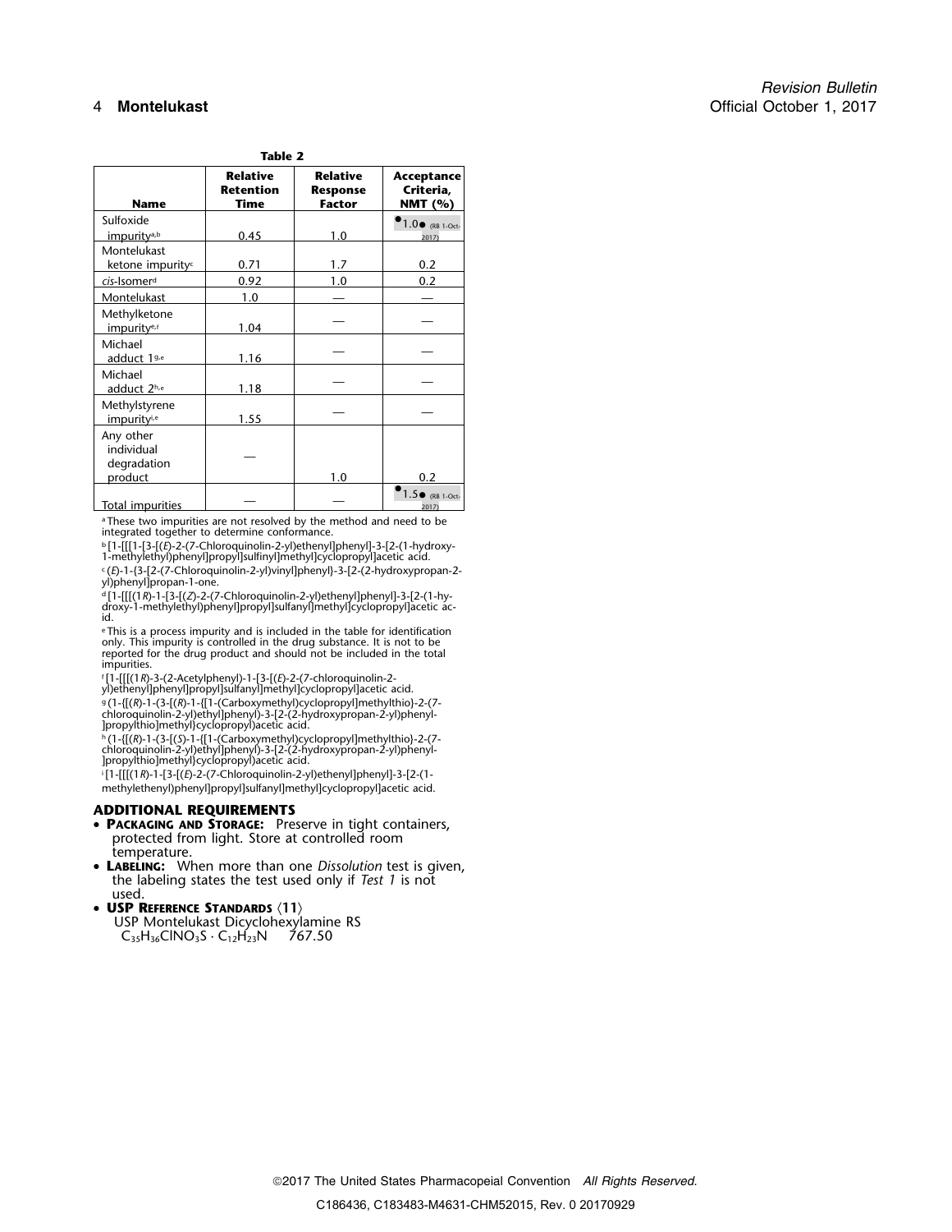**Table 2**

| Name | Relative Retention Time | Relative Response Factor | Acceptance Criteria, NMT (%) |
|---|---|---|---|
| Sulfoxide impurity[a,b] | 0.45 | 1.0 | ●1.0● (RB 1-Oct-2017) |
| Montelukast ketone impurity[c] | 0.71 | 1.7 | 0.2 |
| *cis*-Isomer[d] | 0.92 | 1.0 | 0.2 |
| Montelukast | 1.0 | — | — |
| Methylketone impurity[e,f] | 1.04 | — | — |
| Michael adduct 1[g,e] | 1.16 | — | — |
| Michael adduct 2[h,e] | 1.18 | — | — |
| Methylstyrene impurity[i,e] | 1.55 | — | — |
| Any other individual degradation product | — | 1.0 | 0.2 |
| Total impurities | — | — | ●1.5● (RB 1-Oct-2017) |

[a] These two impurities are not resolved by the method and need to be integrated together to determine conformance.

[b] [1-[[[1-[3-[(*E*)-2-(7-Chloroquinolin-2-yl)ethenyl]phenyl]-3-[2-(1-hydroxy-1-methylethyl)phenyl]propyl]sulfinyl]methyl]cyclopropyl]acetic acid.

[c] (*E*)-1-{3-[2-(7-Chloroquinolin-2-yl)vinyl]phenyl}-3-[2-(2-hydroxypropan-2-yl)phenyl]propan-1-one.

[d] [1-[[[(1*R*)-1-[3-[(*Z*)-2-(7-Chloroquinolin-2-yl)ethenyl]phenyl]-3-[2-(1-hydroxy-1-methylethyl)phenyl]propyl]sulfanyl]methyl]cyclopropyl]acetic acid.

[e] This is a process impurity and is included in the table for identification only. This impurity is controlled in the drug substance. It is not to be reported for the drug product and should not be included in the total impurities.

[f] [1-[[[(1*R*)-3-(2-Acetylphenyl)-1-[3-[(*E*)-2-(7-chloroquinolin-2-yl)ethenyl]phenyl]propyl]sulfanyl]methyl]cyclopropyl]acetic acid.

[g] (1-{[(*R*)-1-(3-[(*R*)-1-{[1-(Carboxymethyl)cyclopropyl]methylthio}-2-(7-chloroquinolin-2-yl)ethyl]phenyl)-3-[2-(2-hydroxypropan-2-yl)phenyl-]propylthio]methyl}cyclopropyl)acetic acid.

[h] (1-{[(*R*)-1-(3-[(*S*)-1-{[1-(Carboxymethyl)cyclopropyl]methylthio}-2-(7-chloroquinolin-2-yl)ethyl]phenyl)-3-[2-(2-hydroxypropan-2-yl)phenyl-]propylthio]methyl}cyclopropyl)acetic acid.

[i] [1-[[[(1*R*)-1-[3-[(*E*)-2-(7-Chloroquinolin-2-yl)ethenyl]phenyl]-3-[2-(1-methylethenyl)phenyl]propyl]sulfanyl]methyl]cyclopropyl]acetic acid.

## ADDITIONAL REQUIREMENTS

- **Packaging and Storage:** Preserve in tight containers, protected from light. Store at controlled room temperature.
- **Labeling:** When more than one *Dissolution* test is given, the labeling states the test used only if *Test 1* is not used.
- **USP Reference Standards ⟨11⟩**
  USP Montelukast Dicyclohexylamine RS
  $C_{35}H_{36}ClNO_3S \cdot C_{12}H_{23}N$ 767.50